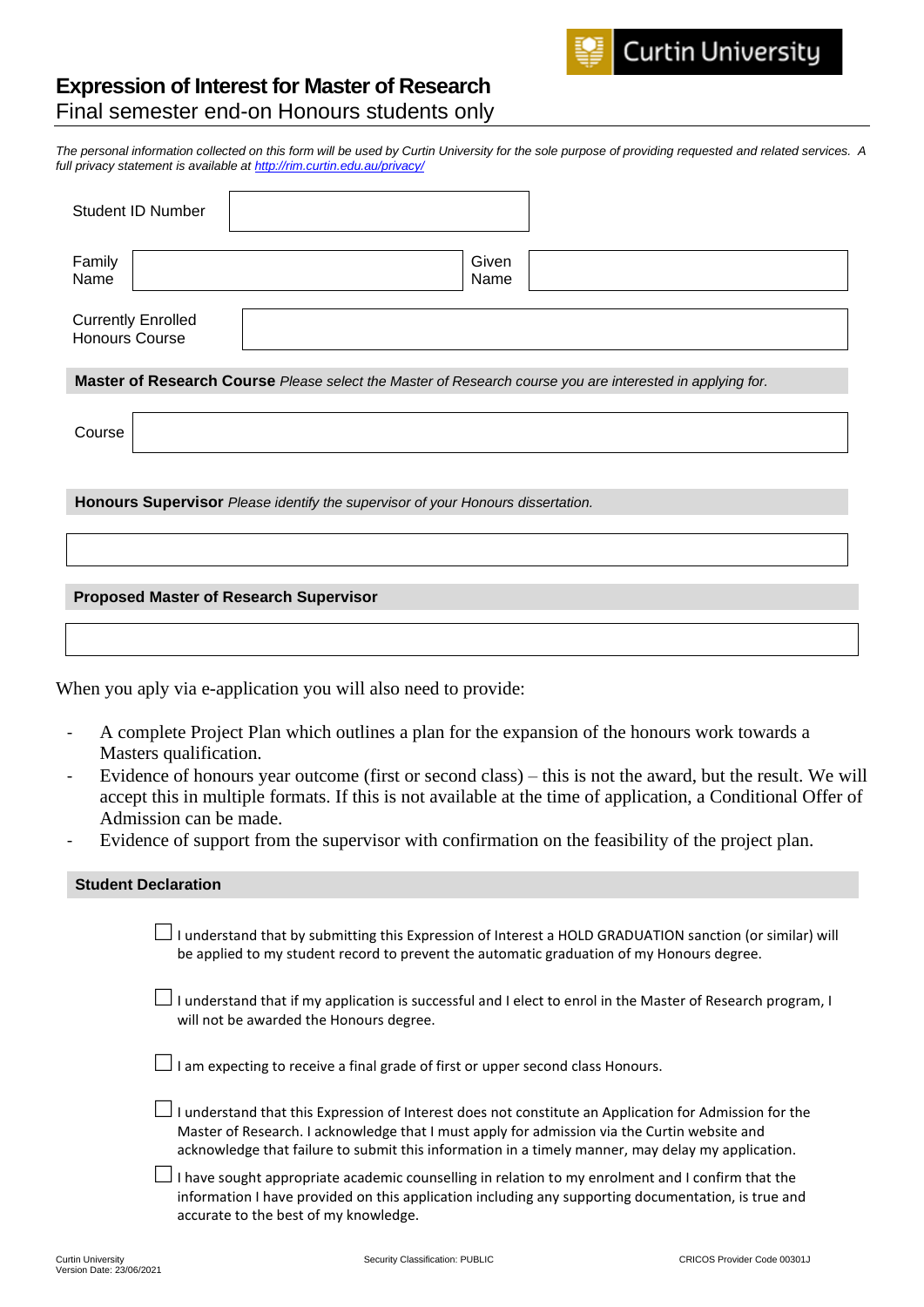# Expression of Interest for Master of Research

Final semester end-on Honours students only

*The personal information collected on this form will be used by Curtin University for the sole purpose of providing requested and related services. A full privacy statement is available at http://rim.curtin.edu.au/privacy/*

| Student ID Number | |
|---|---|

| Family Name | | Given Name | |
|---|---|---|---|

| Currently Enrolled Honours Course | |
|---|---|

**Master of Research Course** *Please select the Master of Research course you are interested in applying for.*

| Course | |
|---|---|

**Honours Supervisor** *Please identify the supervisor of your Honours dissertation.*

| |
|---|

**Proposed Master of Research Supervisor**

| |
|---|

When you aply via e-application you will also need to provide:

- A complete Project Plan which outlines a plan for the expansion of the honours work towards a Masters qualification.
- Evidence of honours year outcome (first or second class) – this is not the award, but the result. We will accept this in multiple formats. If this is not available at the time of application, a Conditional Offer of Admission can be made.
- Evidence of support from the supervisor with confirmation on the feasibility of the project plan.

**Student Declaration**

- ☐ I understand that by submitting this Expression of Interest a HOLD GRADUATION sanction (or similar) will be applied to my student record to prevent the automatic graduation of my Honours degree.
- ☐ I understand that if my application is successful and I elect to enrol in the Master of Research program, I will not be awarded the Honours degree.
- ☐ I am expecting to receive a final grade of first or upper second class Honours.
- ☐ I understand that this Expression of Interest does not constitute an Application for Admission for the Master of Research. I acknowledge that I must apply for admission via the Curtin website and acknowledge that failure to submit this information in a timely manner, may delay my application.
- ☐ I have sought appropriate academic counselling in relation to my enrolment and I confirm that the information I have provided on this application including any supporting documentation, is true and accurate to the best of my knowledge.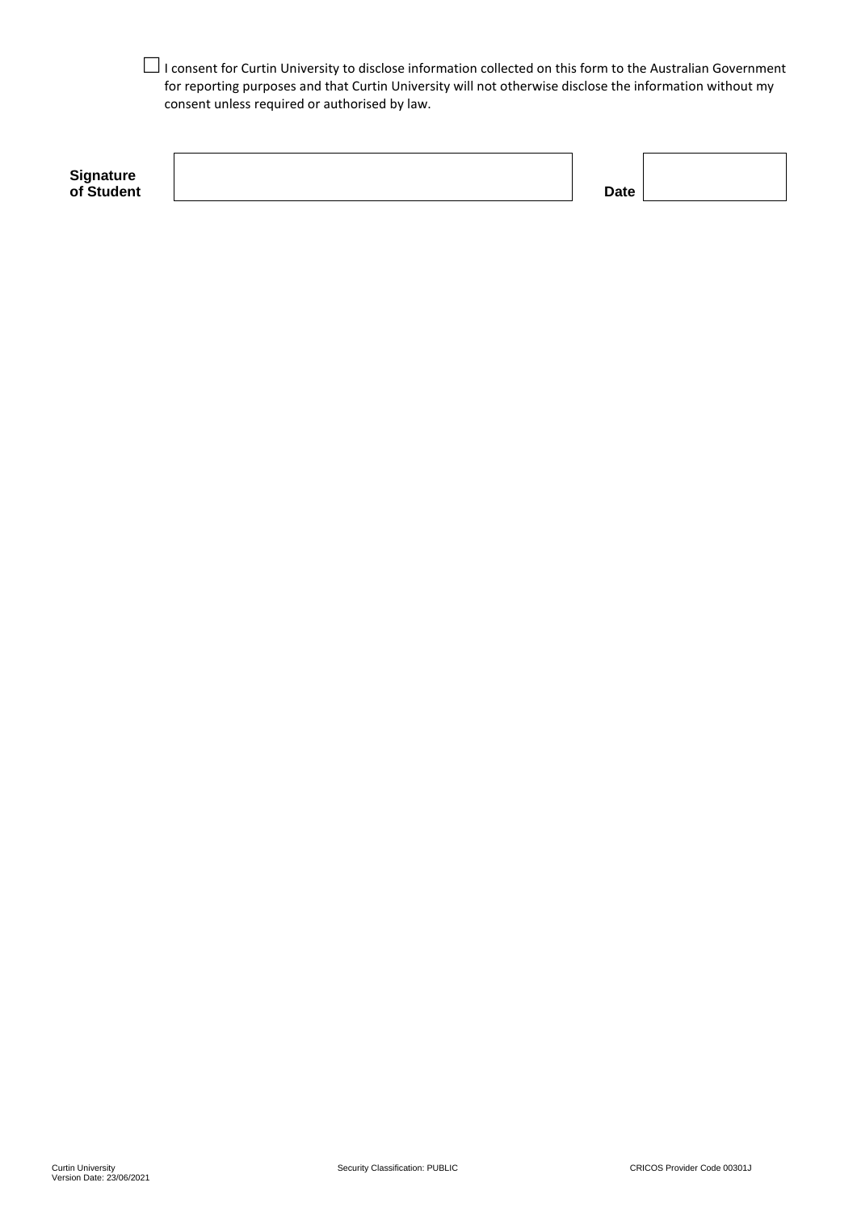☐ I consent for Curtin University to disclose information collected on this form to the Australian Government for reporting purposes and that Curtin University will not otherwise disclose the information without my consent unless required or authorised by law.

| | | | |
|---|---|---|---|
| **Signature of Student** | | **Date** | |